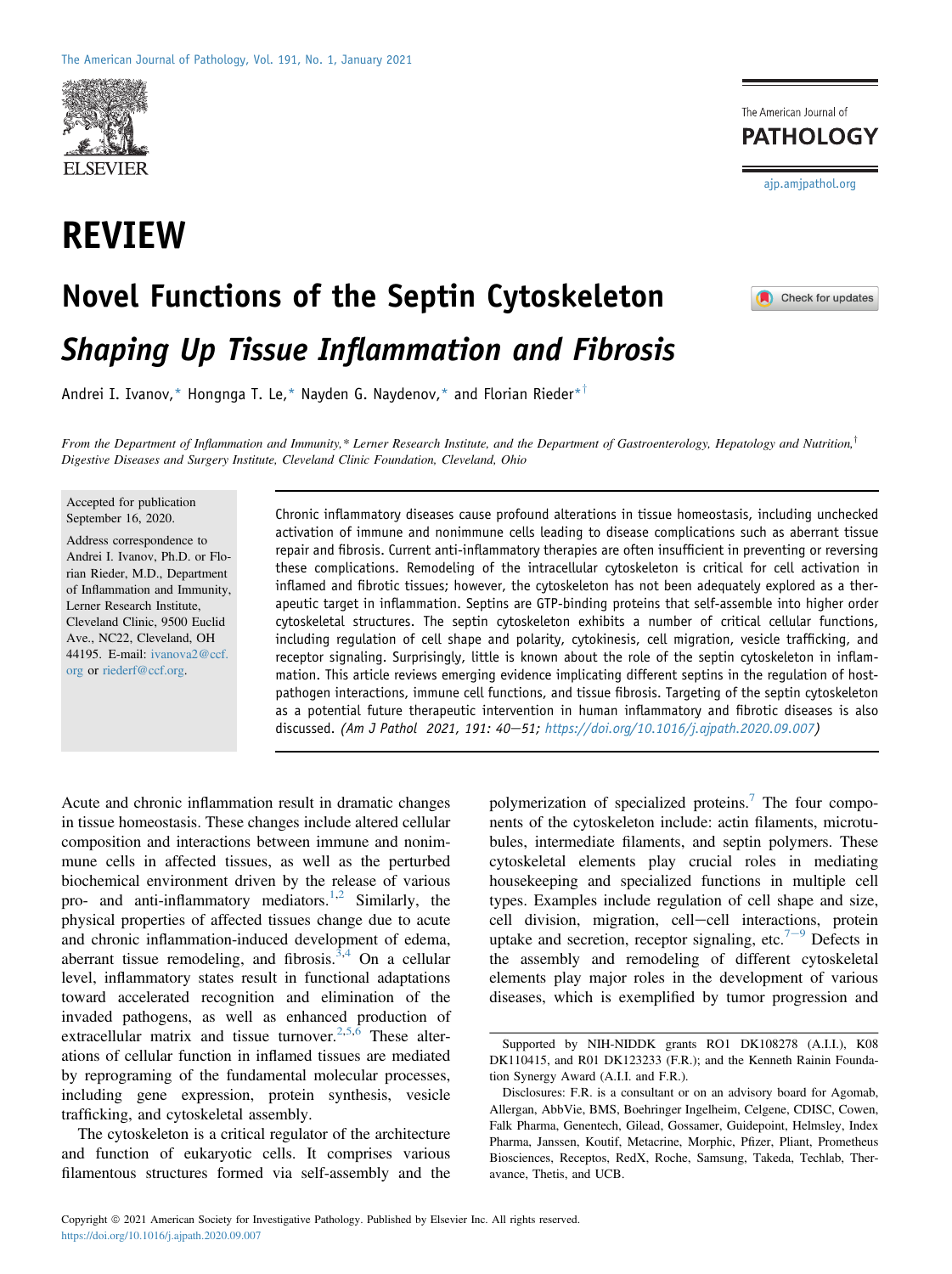# REVIEW

# Novel Functions of the Septin Cytoskeleton

## *Shaping Up Tissue Inflammation and Fibrosis*

Andrei I. Ivanov,[*] Hongnga T. Le,[*] Nayden G. Naydenov,[*] and Florian Rieder[*†]

*From the Department of Inflammation and Immunity,\* Lerner Research Institute, and the Department of Gastroenterology, Hepatology and Nutrition,† Digestive Diseases and Surgery Institute, Cleveland Clinic Foundation, Cleveland, Ohio*

Accepted for publication September 16, 2020.

Address correspondence to Andrei I. Ivanov, Ph.D. or Florian Rieder, M.D., Department of Inflammation and Immunity, Lerner Research Institute, Cleveland Clinic, 9500 Euclid Ave., NC22, Cleveland, OH 44195. E-mail: ivanova2@ccf.org or riederf@ccf.org.

Chronic inflammatory diseases cause profound alterations in tissue homeostasis, including unchecked activation of immune and nonimmune cells leading to disease complications such as aberrant tissue repair and fibrosis. Current anti-inflammatory therapies are often insufficient in preventing or reversing these complications. Remodeling of the intracellular cytoskeleton is critical for cell activation in inflamed and fibrotic tissues; however, the cytoskeleton has not been adequately explored as a therapeutic target in inflammation. Septins are GTP-binding proteins that self-assemble into higher order cytoskeletal structures. The septin cytoskeleton exhibits a number of critical cellular functions, including regulation of cell shape and polarity, cytokinesis, cell migration, vesicle trafficking, and receptor signaling. Surprisingly, little is known about the role of the septin cytoskeleton in inflammation. This article reviews emerging evidence implicating different septins in the regulation of host-pathogen interactions, immune cell functions, and tissue fibrosis. Targeting of the septin cytoskeleton as a potential future therapeutic intervention in human inflammatory and fibrotic diseases is also discussed. *(Am J Pathol 2021, 191: 40–51; https://doi.org/10.1016/j.ajpath.2020.09.007)*

Acute and chronic inflammation result in dramatic changes in tissue homeostasis. These changes include altered cellular composition and interactions between immune and nonimmune cells in affected tissues, as well as the perturbed biochemical environment driven by the release of various pro- and anti-inflammatory mediators.[1,2] Similarly, the physical properties of affected tissues change due to acute and chronic inflammation-induced development of edema, aberrant tissue remodeling, and fibrosis.[3,4] On a cellular level, inflammatory states result in functional adaptations toward accelerated recognition and elimination of the invaded pathogens, as well as enhanced production of extracellular matrix and tissue turnover.[2,5,6] These alterations of cellular function in inflamed tissues are mediated by reprograming of the fundamental molecular processes, including gene expression, protein synthesis, vesicle trafficking, and cytoskeletal assembly.

The cytoskeleton is a critical regulator of the architecture and function of eukaryotic cells. It comprises various filamentous structures formed via self-assembly and the polymerization of specialized proteins.[7] The four components of the cytoskeleton include: actin filaments, microtubules, intermediate filaments, and septin polymers. These cytoskeletal elements play crucial roles in mediating housekeeping and specialized functions in multiple cell types. Examples include regulation of cell shape and size, cell division, migration, cell–cell interactions, protein uptake and secretion, receptor signaling, etc.[7–9] Defects in the assembly and remodeling of different cytoskeletal elements play major roles in the development of various diseases, which is exemplified by tumor progression and

Supported by NIH-NIDDK grants RO1 DK108278 (A.I.I.), K08 DK110415, and R01 DK123233 (F.R.); and the Kenneth Rainin Foundation Synergy Award (A.I.I. and F.R.).

Disclosures: F.R. is a consultant or on an advisory board for Agomab, Allergan, AbbVie, BMS, Boehringer Ingelheim, Celgene, CDISC, Cowen, Falk Pharma, Genentech, Gilead, Gossamer, Guidepoint, Helmsley, Index Pharma, Janssen, Koutif, Metacrine, Morphic, Pfizer, Pliant, Prometheus Biosciences, Receptos, RedX, Roche, Samsung, Takeda, Techlab, Theravance, Thetis, and UCB.

Copyright © 2021 American Society for Investigative Pathology. Published by Elsevier Inc. All rights reserved.
https://doi.org/10.1016/j.ajpath.2020.09.007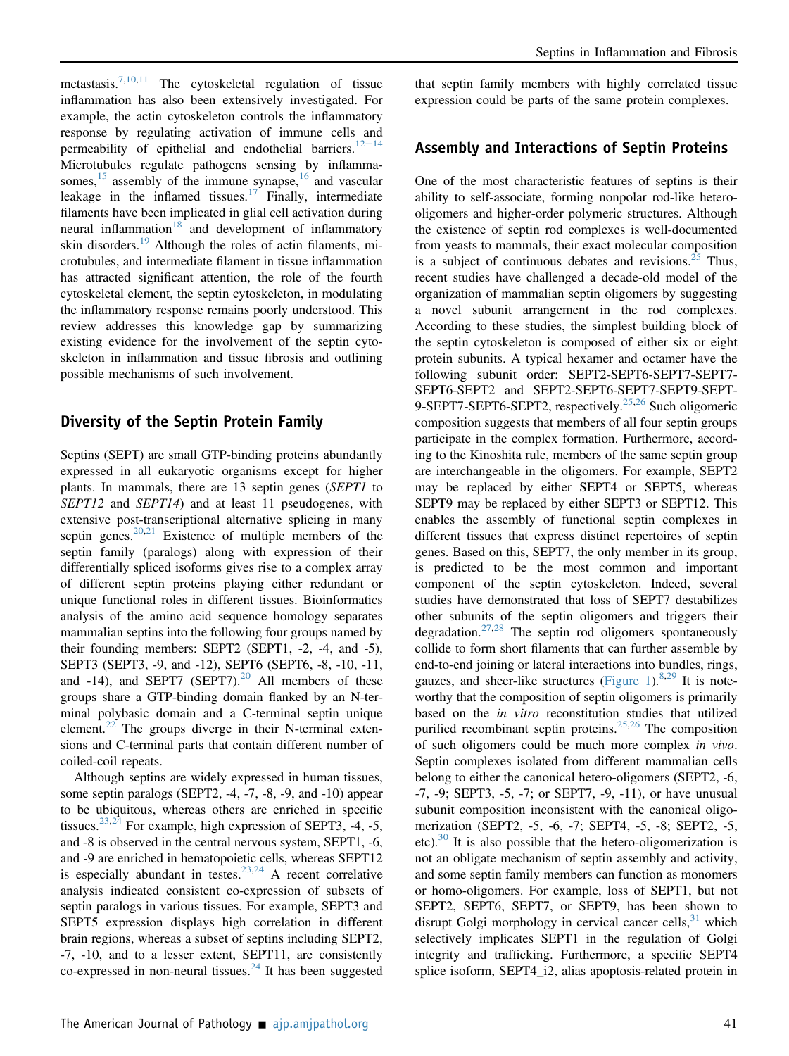metastasis.[7,10,11] The cytoskeletal regulation of tissue inflammation has also been extensively investigated. For example, the actin cytoskeleton controls the inflammatory response by regulating activation of immune cells and permeability of epithelial and endothelial barriers.[12–14] Microtubules regulate pathogens sensing by inflammasomes,[15] assembly of the immune synapse,[16] and vascular leakage in the inflamed tissues.[17] Finally, intermediate filaments have been implicated in glial cell activation during neural inflammation[18] and development of inflammatory skin disorders.[19] Although the roles of actin filaments, microtubules, and intermediate filament in tissue inflammation has attracted significant attention, the role of the fourth cytoskeletal element, the septin cytoskeleton, in modulating the inflammatory response remains poorly understood. This review addresses this knowledge gap by summarizing existing evidence for the involvement of the septin cytoskeleton in inflammation and tissue fibrosis and outlining possible mechanisms of such involvement.

## Diversity of the Septin Protein Family

Septins (SEPT) are small GTP-binding proteins abundantly expressed in all eukaryotic organisms except for higher plants. In mammals, there are 13 septin genes (*SEPT1* to *SEPT12* and *SEPT14*) and at least 11 pseudogenes, with extensive post-transcriptional alternative splicing in many septin genes.[20,21] Existence of multiple members of the septin family (paralogs) along with expression of their differentially spliced isoforms gives rise to a complex array of different septin proteins playing either redundant or unique functional roles in different tissues. Bioinformatics analysis of the amino acid sequence homology separates mammalian septins into the following four groups named by their founding members: SEPT2 (SEPT1, -2, -4, and -5), SEPT3 (SEPT3, -9, and -12), SEPT6 (SEPT6, -8, -10, -11, and -14), and SEPT7 (SEPT7).[20] All members of these groups share a GTP-binding domain flanked by an N-terminal polybasic domain and a C-terminal septin unique element.[22] The groups diverge in their N-terminal extensions and C-terminal parts that contain different number of coiled-coil repeats.

Although septins are widely expressed in human tissues, some septin paralogs (SEPT2, -4, -7, -8, -9, and -10) appear to be ubiquitous, whereas others are enriched in specific tissues.[23,24] For example, high expression of SEPT3, -4, -5, and -8 is observed in the central nervous system, SEPT1, -6, and -9 are enriched in hematopoietic cells, whereas SEPT12 is especially abundant in testes.[23,24] A recent correlative analysis indicated consistent co-expression of subsets of septin paralogs in various tissues. For example, SEPT3 and SEPT5 expression displays high correlation in different brain regions, whereas a subset of septins including SEPT2, -7, -10, and to a lesser extent, SEPT11, are consistently co-expressed in non-neural tissues.[24] It has been suggested that septin family members with highly correlated tissue expression could be parts of the same protein complexes.

## Assembly and Interactions of Septin Proteins

One of the most characteristic features of septins is their ability to self-associate, forming nonpolar rod-like hetero-oligomers and higher-order polymeric structures. Although the existence of septin rod complexes is well-documented from yeasts to mammals, their exact molecular composition is a subject of continuous debates and revisions.[25] Thus, recent studies have challenged a decade-old model of the organization of mammalian septin oligomers by suggesting a novel subunit arrangement in the rod complexes. According to these studies, the simplest building block of the septin cytoskeleton is composed of either six or eight protein subunits. A typical hexamer and octamer have the following subunit order: SEPT2-SEPT6-SEPT7-SEPT7-SEPT6-SEPT2 and SEPT2-SEPT6-SEPT7-SEPT9-SEPT-9-SEPT7-SEPT6-SEPT2, respectively.[25,26] Such oligomeric composition suggests that members of all four septin groups participate in the complex formation. Furthermore, according to the Kinoshita rule, members of the same septin group are interchangeable in the oligomers. For example, SEPT2 may be replaced by either SEPT4 or SEPT5, whereas SEPT9 may be replaced by either SEPT3 or SEPT12. This enables the assembly of functional septin complexes in different tissues that express distinct repertoires of septin genes. Based on this, SEPT7, the only member in its group, is predicted to be the most common and important component of the septin cytoskeleton. Indeed, several studies have demonstrated that loss of SEPT7 destabilizes other subunits of the septin oligomers and triggers their degradation.[27,28] The septin rod oligomers spontaneously collide to form short filaments that can further assemble by end-to-end joining or lateral interactions into bundles, rings, gauzes, and sheer-like structures (Figure 1).[8,29] It is noteworthy that the composition of septin oligomers is primarily based on the *in vitro* reconstitution studies that utilized purified recombinant septin proteins.[25,26] The composition of such oligomers could be much more complex *in vivo*. Septin complexes isolated from different mammalian cells belong to either the canonical hetero-oligomers (SEPT2, -6, -7, -9; SEPT3, -5, -7; or SEPT7, -9, -11), or have unusual subunit composition inconsistent with the canonical oligomerization (SEPT2, -5, -6, -7; SEPT4, -5, -8; SEPT2, -5, etc).[30] It is also possible that the hetero-oligomerization is not an obligate mechanism of septin assembly and activity, and some septin family members can function as monomers or homo-oligomers. For example, loss of SEPT1, but not SEPT2, SEPT6, SEPT7, or SEPT9, has been shown to disrupt Golgi morphology in cervical cancer cells,[31] which selectively implicates SEPT1 in the regulation of Golgi integrity and trafficking. Furthermore, a specific SEPT4 splice isoform, SEPT4_i2, alias apoptosis-related protein in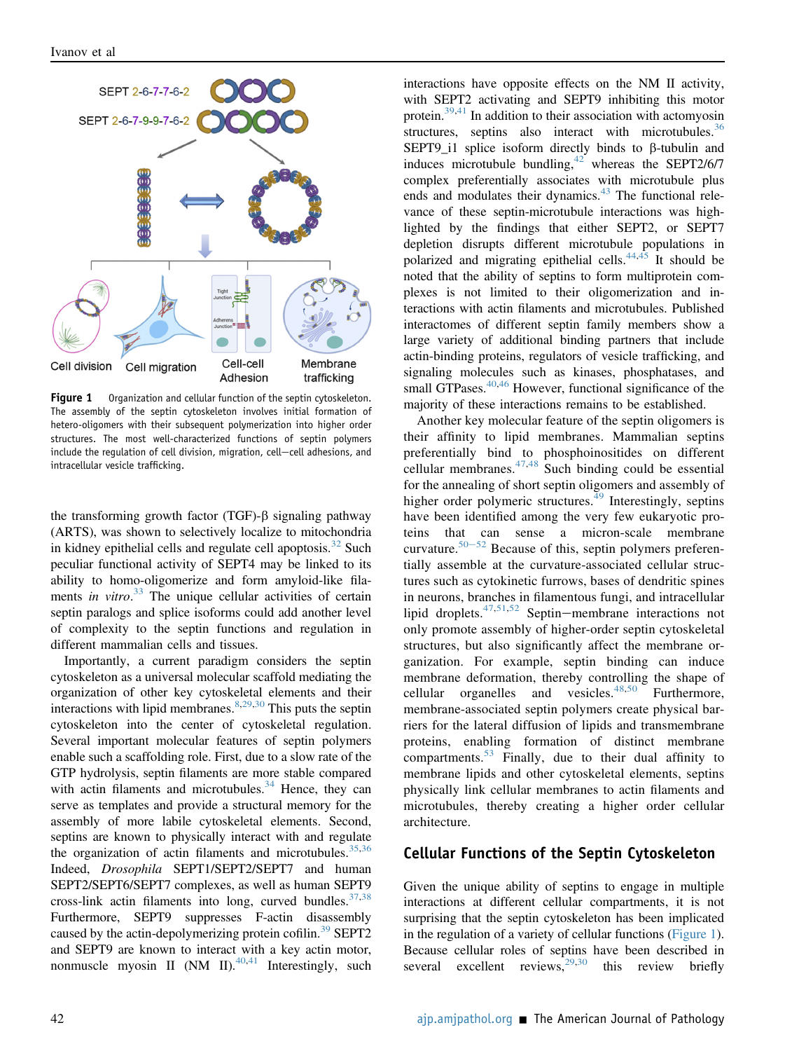Figure 1 Organization and cellular function of the septin cytoskeleton. The assembly of the septin cytoskeleton involves initial formation of hetero-oligomers with their subsequent polymerization into higher order structures. The most well-characterized functions of septin polymers include the regulation of cell division, migration, cell−cell adhesions, and intracellular vesicle trafficking.

the transforming growth factor (TGF)-β signaling pathway (ARTS), was shown to selectively localize to mitochondria in kidney epithelial cells and regulate cell apoptosis.[32] Such peculiar functional activity of SEPT4 may be linked to its ability to homo-oligomerize and form amyloid-like filaments *in vitro*.[33] The unique cellular activities of certain septin paralogs and splice isoforms could add another level of complexity to the septin functions and regulation in different mammalian cells and tissues.

Importantly, a current paradigm considers the septin cytoskeleton as a universal molecular scaffold mediating the organization of other key cytoskeletal elements and their interactions with lipid membranes.[8,29,30] This puts the septin cytoskeleton into the center of cytoskeletal regulation. Several important molecular features of septin polymers enable such a scaffolding role. First, due to a slow rate of the GTP hydrolysis, septin filaments are more stable compared with actin filaments and microtubules.[34] Hence, they can serve as templates and provide a structural memory for the assembly of more labile cytoskeletal elements. Second, septins are known to physically interact with and regulate the organization of actin filaments and microtubules.[35,36] Indeed, *Drosophila* SEPT1/SEPT2/SEPT7 complexes, as well as human SEPT9 cross-link actin filaments into long, curved bundles.[37,38] Furthermore, SEPT9 suppresses F-actin disassembly caused by the actin-depolymerizing protein cofilin.[39] SEPT2 and SEPT9 are known to interact with a key actin motor, nonmuscle myosin II (NM II).[40,41] Interestingly, such interactions have opposite effects on the NM II activity, with SEPT2 activating and SEPT9 inhibiting this motor protein.[39,41] In addition to their association with actomyosin structures, septins also interact with microtubules.[36] SEPT9_i1 splice isoform directly binds to β-tubulin and induces microtubule bundling,[42] whereas the SEPT2/6/7 complex preferentially associates with microtubule plus ends and modulates their dynamics.[43] The functional relevance of these septin-microtubule interactions was highlighted by the findings that either SEPT2, or SEPT7 depletion disrupts different microtubule populations in polarized and migrating epithelial cells.[44,45] It should be noted that the ability of septins to form multiprotein complexes is not limited to their oligomerization and interactions with actin filaments and microtubules. Published interactomes of different septin family members show a large variety of additional binding partners that include actin-binding proteins, regulators of vesicle trafficking, and signaling molecules such as kinases, phosphatases, and small GTPases.[40,46] However, functional significance of the majority of these interactions remains to be established.

Another key molecular feature of the septin oligomers is their affinity to lipid membranes. Mammalian septins preferentially bind to phosphoinositides on different cellular membranes.[47,48] Such binding could be essential for the annealing of short septin oligomers and assembly of higher order polymeric structures.[49] Interestingly, septins have been identified among the very few eukaryotic proteins that can sense a micron-scale membrane curvature.[50−52] Because of this, septin polymers preferentially assemble at the curvature-associated cellular structures such as cytokinetic furrows, bases of dendritic spines in neurons, branches in filamentous fungi, and intracellular lipid droplets.[47,51,52] Septin−membrane interactions not only promote assembly of higher-order septin cytoskeletal structures, but also significantly affect the membrane organization. For example, septin binding can induce membrane deformation, thereby controlling the shape of cellular organelles and vesicles.[48,50] Furthermore, membrane-associated septin polymers create physical barriers for the lateral diffusion of lipids and transmembrane proteins, enabling formation of distinct membrane compartments.[53] Finally, due to their dual affinity to membrane lipids and other cytoskeletal elements, septins physically link cellular membranes to actin filaments and microtubules, thereby creating a higher order cellular architecture.

## Cellular Functions of the Septin Cytoskeleton

Given the unique ability of septins to engage in multiple interactions at different cellular compartments, it is not surprising that the septin cytoskeleton has been implicated in the regulation of a variety of cellular functions (Figure 1). Because cellular roles of septins have been described in several excellent reviews,[29,30] this review briefly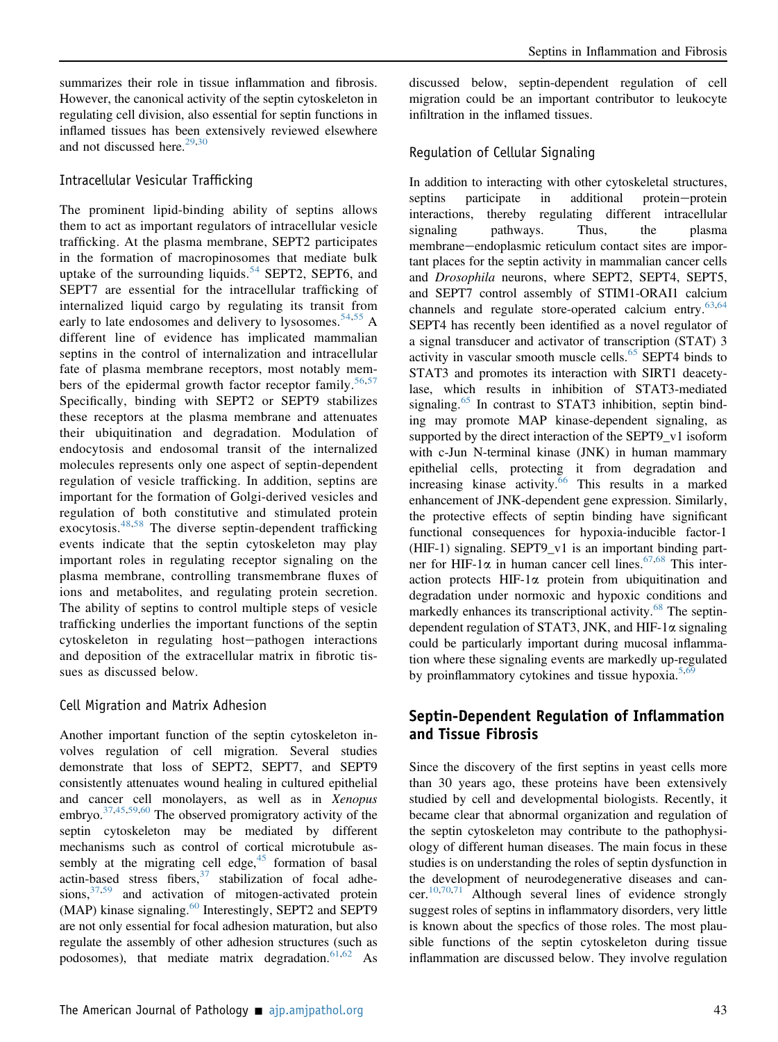summarizes their role in tissue inflammation and fibrosis. However, the canonical activity of the septin cytoskeleton in regulating cell division, also essential for septin functions in inflamed tissues has been extensively reviewed elsewhere and not discussed here.[29,30]

### Intracellular Vesicular Trafficking

The prominent lipid-binding ability of septins allows them to act as important regulators of intracellular vesicle trafficking. At the plasma membrane, SEPT2 participates in the formation of macropinosomes that mediate bulk uptake of the surrounding liquids.[54] SEPT2, SEPT6, and SEPT7 are essential for the intracellular trafficking of internalized liquid cargo by regulating its transit from early to late endosomes and delivery to lysosomes.[54,55] A different line of evidence has implicated mammalian septins in the control of internalization and intracellular fate of plasma membrane receptors, most notably members of the epidermal growth factor receptor family.[56,57] Specifically, binding with SEPT2 or SEPT9 stabilizes these receptors at the plasma membrane and attenuates their ubiquitination and degradation. Modulation of endocytosis and endosomal transit of the internalized molecules represents only one aspect of septin-dependent regulation of vesicle trafficking. In addition, septins are important for the formation of Golgi-derived vesicles and regulation of both constitutive and stimulated protein exocytosis.[48,58] The diverse septin-dependent trafficking events indicate that the septin cytoskeleton may play important roles in regulating receptor signaling on the plasma membrane, controlling transmembrane fluxes of ions and metabolites, and regulating protein secretion. The ability of septins to control multiple steps of vesicle trafficking underlies the important functions of the septin cytoskeleton in regulating host−pathogen interactions and deposition of the extracellular matrix in fibrotic tissues as discussed below.

### Cell Migration and Matrix Adhesion

Another important function of the septin cytoskeleton involves regulation of cell migration. Several studies demonstrate that loss of SEPT2, SEPT7, and SEPT9 consistently attenuates wound healing in cultured epithelial and cancer cell monolayers, as well as in *Xenopus* embryo.[37,45,59,60] The observed promigratory activity of the septin cytoskeleton may be mediated by different mechanisms such as control of cortical microtubule assembly at the migrating cell edge,[45] formation of basal actin-based stress fibers,[37] stabilization of focal adhesions,[37,59] and activation of mitogen-activated protein (MAP) kinase signaling.[60] Interestingly, SEPT2 and SEPT9 are not only essential for focal adhesion maturation, but also regulate the assembly of other adhesion structures (such as podosomes), that mediate matrix degradation.[61,62] As discussed below, septin-dependent regulation of cell migration could be an important contributor to leukocyte infiltration in the inflamed tissues.

### Regulation of Cellular Signaling

In addition to interacting with other cytoskeletal structures, septins participate in additional protein−protein interactions, thereby regulating different intracellular signaling pathways. Thus, the plasma membrane−endoplasmic reticulum contact sites are important places for the septin activity in mammalian cancer cells and *Drosophila* neurons, where SEPT2, SEPT4, SEPT5, and SEPT7 control assembly of STIM1-ORAI1 calcium channels and regulate store-operated calcium entry.[63,64] SEPT4 has recently been identified as a novel regulator of a signal transducer and activator of transcription (STAT) 3 activity in vascular smooth muscle cells.[65] SEPT4 binds to STAT3 and promotes its interaction with SIRT1 deacetylase, which results in inhibition of STAT3-mediated signaling.[65] In contrast to STAT3 inhibition, septin binding may promote MAP kinase-dependent signaling, as supported by the direct interaction of the SEPT9_v1 isoform with c-Jun N-terminal kinase (JNK) in human mammary epithelial cells, protecting it from degradation and increasing kinase activity.[66] This results in a marked enhancement of JNK-dependent gene expression. Similarly, the protective effects of septin binding have significant functional consequences for hypoxia-inducible factor-1 (HIF-1) signaling. SEPT9_v1 is an important binding partner for HIF-1α in human cancer cell lines.[67,68] This interaction protects HIF-1α protein from ubiquitination and degradation under normoxic and hypoxic conditions and markedly enhances its transcriptional activity.[68] The septin-dependent regulation of STAT3, JNK, and HIF-1α signaling could be particularly important during mucosal inflammation where these signaling events are markedly up-regulated by proinflammatory cytokines and tissue hypoxia.[5,69]

## Septin-Dependent Regulation of Inflammation and Tissue Fibrosis

Since the discovery of the first septins in yeast cells more than 30 years ago, these proteins have been extensively studied by cell and developmental biologists. Recently, it became clear that abnormal organization and regulation of the septin cytoskeleton may contribute to the pathophysiology of different human diseases. The main focus in these studies is on understanding the roles of septin dysfunction in the development of neurodegenerative diseases and cancer.[10,70,71] Although several lines of evidence strongly suggest roles of septins in inflammatory disorders, very little is known about the specfics of those roles. The most plausible functions of the septin cytoskeleton during tissue inflammation are discussed below. They involve regulation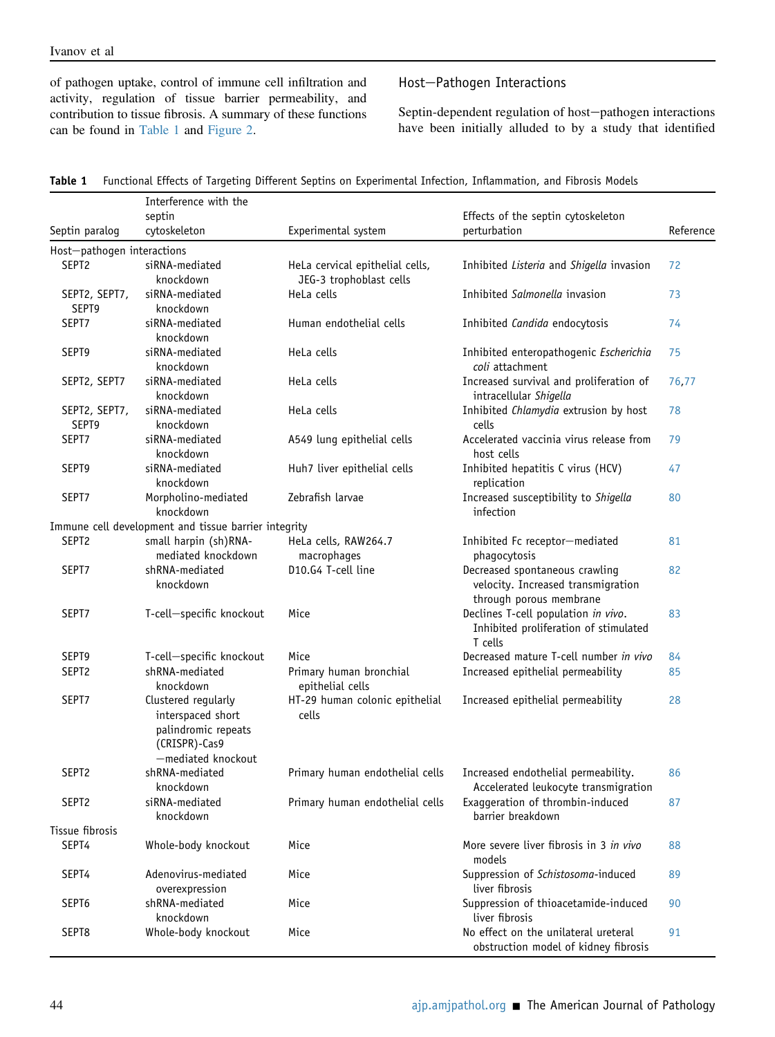of pathogen uptake, control of immune cell infiltration and activity, regulation of tissue barrier permeability, and contribution to tissue fibrosis. A summary of these functions can be found in Table 1 and Figure 2.

## Host–Pathogen Interactions

Septin-dependent regulation of host–pathogen interactions have been initially alluded to by a study that identified

**Table 1** Functional Effects of Targeting Different Septins on Experimental Infection, Inflammation, and Fibrosis Models

| Septin paralog | Interference with the septin cytoskeleton | Experimental system | Effects of the septin cytoskeleton perturbation | Reference |
|---|---|---|---|---|
| Host–pathogen interactions | | | | |
| SEPT2 | siRNA-mediated knockdown | HeLa cervical epithelial cells, JEG-3 trophoblast cells | Inhibited *Listeria* and *Shigella* invasion | 72 |
| SEPT2, SEPT7, SEPT9 | siRNA-mediated knockdown | HeLa cells | Inhibited *Salmonella* invasion | 73 |
| SEPT7 | siRNA-mediated knockdown | Human endothelial cells | Inhibited *Candida* endocytosis | 74 |
| SEPT9 | siRNA-mediated knockdown | HeLa cells | Inhibited enteropathogenic *Escherichia coli* attachment | 75 |
| SEPT2, SEPT7 | siRNA-mediated knockdown | HeLa cells | Increased survival and proliferation of intracellular *Shigella* | 76,77 |
| SEPT2, SEPT7, SEPT9 | siRNA-mediated knockdown | HeLa cells | Inhibited *Chlamydia* extrusion by host cells | 78 |
| SEPT7 | siRNA-mediated knockdown | A549 lung epithelial cells | Accelerated vaccinia virus release from host cells | 79 |
| SEPT9 | siRNA-mediated knockdown | Huh7 liver epithelial cells | Inhibited hepatitis C virus (HCV) replication | 47 |
| SEPT7 | Morpholino-mediated knockdown | Zebrafish larvae | Increased susceptibility to *Shigella* infection | 80 |
| Immune cell development and tissue barrier integrity | | | | |
| SEPT2 | small harpin (sh)RNA-mediated knockdown | HeLa cells, RAW264.7 macrophages | Inhibited Fc receptor–mediated phagocytosis | 81 |
| SEPT7 | shRNA-mediated knockdown | D10.G4 T-cell line | Decreased spontaneous crawling velocity. Increased transmigration through porous membrane | 82 |
| SEPT7 | T-cell–specific knockout | Mice | Declines T-cell population *in vivo*. Inhibited proliferation of stimulated T cells | 83 |
| SEPT9 | T-cell–specific knockout | Mice | Decreased mature T-cell number *in vivo* | 84 |
| SEPT2 | shRNA-mediated knockdown | Primary human bronchial epithelial cells | Increased epithelial permeability | 85 |
| SEPT7 | Clustered regularly interspaced short palindromic repeats (CRISPR)-Cas9 –mediated knockout | HT-29 human colonic epithelial cells | Increased epithelial permeability | 28 |
| SEPT2 | shRNA-mediated knockdown | Primary human endothelial cells | Increased endothelial permeability. Accelerated leukocyte transmigration | 86 |
| SEPT2 | siRNA-mediated knockdown | Primary human endothelial cells | Exaggeration of thrombin-induced barrier breakdown | 87 |
| Tissue fibrosis | | | | |
| SEPT4 | Whole-body knockout | Mice | More severe liver fibrosis in 3 *in vivo* models | 88 |
| SEPT4 | Adenovirus-mediated overexpression | Mice | Suppression of *Schistosoma*-induced liver fibrosis | 89 |
| SEPT6 | shRNA-mediated knockdown | Mice | Suppression of thioacetamide-induced liver fibrosis | 90 |
| SEPT8 | Whole-body knockout | Mice | No effect on the unilateral ureteral obstruction model of kidney fibrosis | 91 |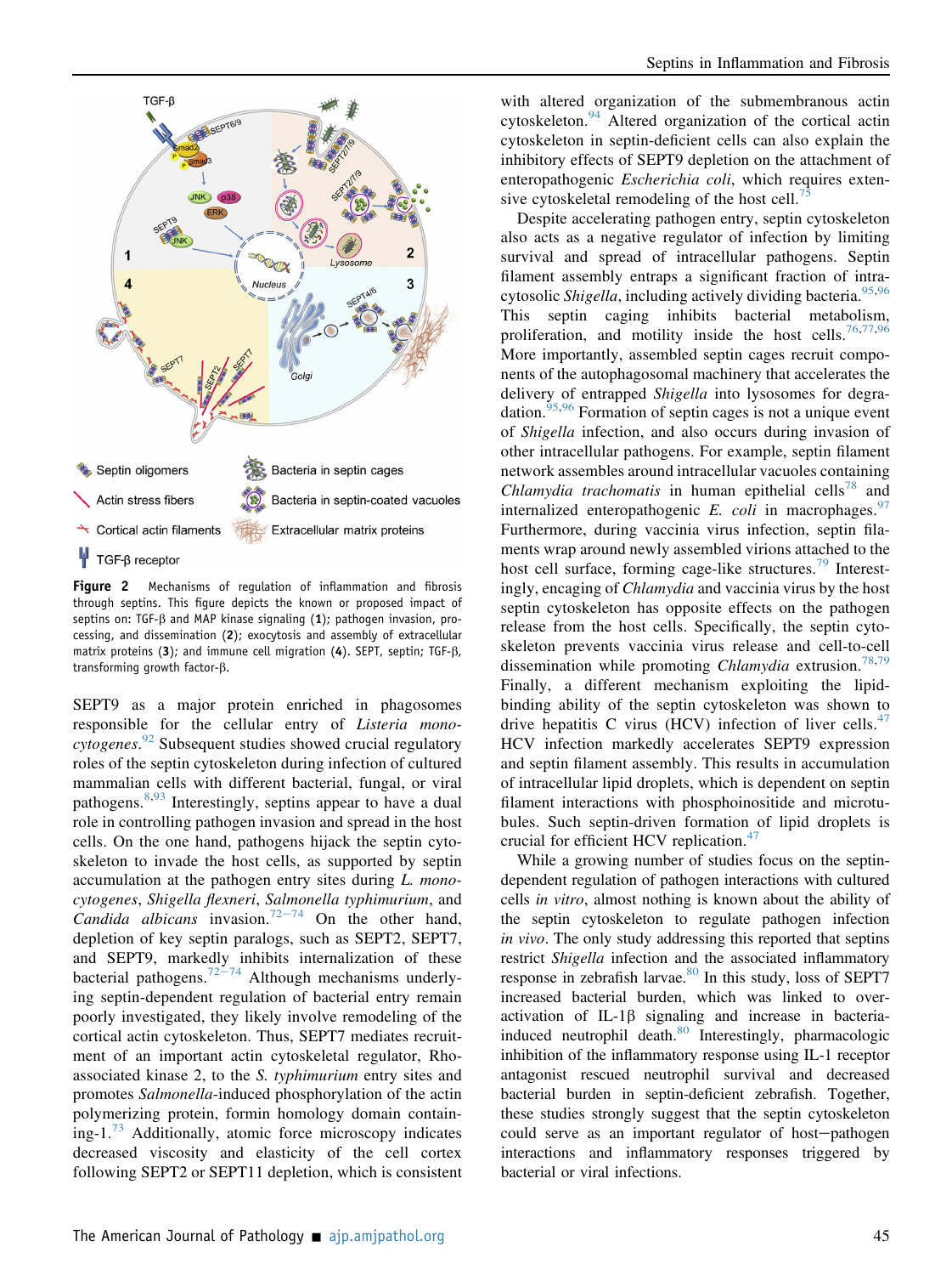Figure 2 Mechanisms of regulation of inflammation and fibrosis through septins. This figure depicts the known or proposed impact of septins on: TGF-β and MAP kinase signaling (**1**); pathogen invasion, processing, and dissemination (**2**); exocytosis and assembly of extracellular matrix proteins (**3**); and immune cell migration (**4**). SEPT, septin; TGF-β, transforming growth factor-β.

SEPT9 as a major protein enriched in phagosomes responsible for the cellular entry of *Listeria monocytogenes*.[92] Subsequent studies showed crucial regulatory roles of the septin cytoskeleton during infection of cultured mammalian cells with different bacterial, fungal, or viral pathogens.[8,93] Interestingly, septins appear to have a dual role in controlling pathogen invasion and spread in the host cells. On the one hand, pathogens hijack the septin cytoskeleton to invade the host cells, as supported by septin accumulation at the pathogen entry sites during *L. monocytogenes*, *Shigella flexneri*, *Salmonella typhimurium*, and *Candida albicans* invasion.[72–74] On the other hand, depletion of key septin paralogs, such as SEPT2, SEPT7, and SEPT9, markedly inhibits internalization of these bacterial pathogens.[72–74] Although mechanisms underlying septin-dependent regulation of bacterial entry remain poorly investigated, they likely involve remodeling of the cortical actin cytoskeleton. Thus, SEPT7 mediates recruitment of an important actin cytoskeletal regulator, Rho-associated kinase 2, to the *S. typhimurium* entry sites and promotes *Salmonella*-induced phosphorylation of the actin polymerizing protein, formin homology domain containing-1.[73] Additionally, atomic force microscopy indicates decreased viscosity and elasticity of the cell cortex following SEPT2 or SEPT11 depletion, which is consistent with altered organization of the submembranous actin cytoskeleton.[94] Altered organization of the cortical actin cytoskeleton in septin-deficient cells can also explain the inhibitory effects of SEPT9 depletion on the attachment of enteropathogenic *Escherichia coli*, which requires extensive cytoskeletal remodeling of the host cell.[75]

Despite accelerating pathogen entry, septin cytoskeleton also acts as a negative regulator of infection by limiting survival and spread of intracellular pathogens. Septin filament assembly entraps a significant fraction of intracytosolic *Shigella*, including actively dividing bacteria.[95,96] This septin caging inhibits bacterial metabolism, proliferation, and motility inside the host cells.[76,77,96] More importantly, assembled septin cages recruit components of the autophagosomal machinery that accelerates the delivery of entrapped *Shigella* into lysosomes for degradation.[95,96] Formation of septin cages is not a unique event of *Shigella* infection, and also occurs during invasion of other intracellular pathogens. For example, septin filament network assembles around intracellular vacuoles containing *Chlamydia trachomatis* in human epithelial cells[78] and internalized enteropathogenic *E. coli* in macrophages.[97] Furthermore, during vaccinia virus infection, septin filaments wrap around newly assembled virions attached to the host cell surface, forming cage-like structures.[79] Interestingly, encaging of *Chlamydia* and vaccinia virus by the host septin cytoskeleton has opposite effects on the pathogen release from the host cells. Specifically, the septin cytoskeleton prevents vaccinia virus release and cell-to-cell dissemination while promoting *Chlamydia* extrusion.[78,79] Finally, a different mechanism exploiting the lipid-binding ability of the septin cytoskeleton was shown to drive hepatitis C virus (HCV) infection of liver cells.[47] HCV infection markedly accelerates SEPT9 expression and septin filament assembly. This results in accumulation of intracellular lipid droplets, which is dependent on septin filament interactions with phosphoinositide and microtubules. Such septin-driven formation of lipid droplets is crucial for efficient HCV replication.[47]

While a growing number of studies focus on the septin-dependent regulation of pathogen interactions with cultured cells *in vitro*, almost nothing is known about the ability of the septin cytoskeleton to regulate pathogen infection *in vivo*. The only study addressing this reported that septins restrict *Shigella* infection and the associated inflammatory response in zebrafish larvae.[80] In this study, loss of SEPT7 increased bacterial burden, which was linked to overactivation of IL-1β signaling and increase in bacteria-induced neutrophil death.[80] Interestingly, pharmacologic inhibition of the inflammatory response using IL-1 receptor antagonist rescued neutrophil survival and decreased bacterial burden in septin-deficient zebrafish. Together, these studies strongly suggest that the septin cytoskeleton could serve as an important regulator of host–pathogen interactions and inflammatory responses triggered by bacterial or viral infections.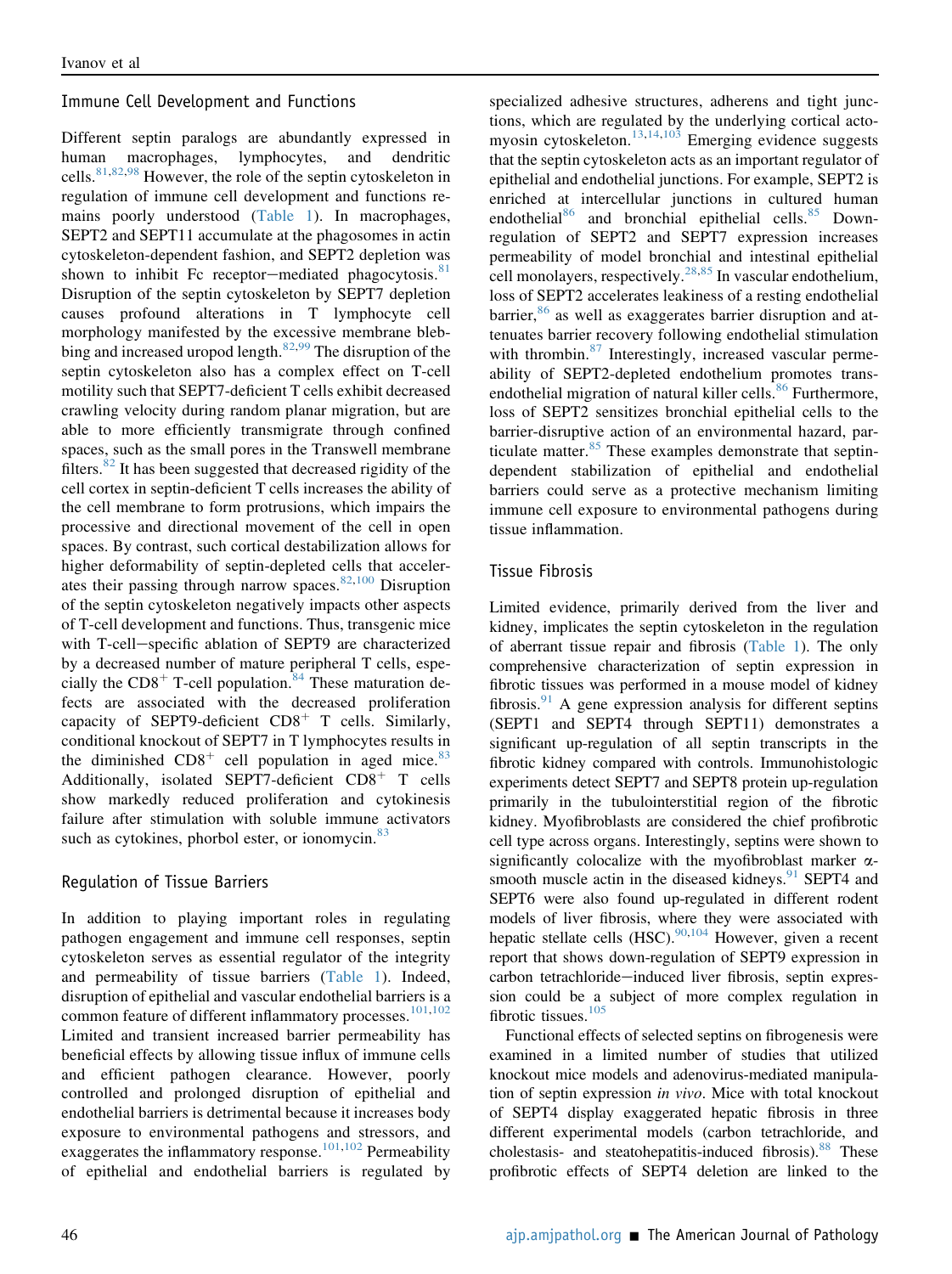### Immune Cell Development and Functions

Different septin paralogs are abundantly expressed in human macrophages, lymphocytes, and dendritic cells.[81,82,98] However, the role of the septin cytoskeleton in regulation of immune cell development and functions remains poorly understood (Table 1). In macrophages, SEPT2 and SEPT11 accumulate at the phagosomes in actin cytoskeleton-dependent fashion, and SEPT2 depletion was shown to inhibit Fc receptor–mediated phagocytosis.[81] Disruption of the septin cytoskeleton by SEPT7 depletion causes profound alterations in T lymphocyte cell morphology manifested by the excessive membrane blebbing and increased uropod length.[82,99] The disruption of the septin cytoskeleton also has a complex effect on T-cell motility such that SEPT7-deficient T cells exhibit decreased crawling velocity during random planar migration, but are able to more efficiently transmigrate through confined spaces, such as the small pores in the Transwell membrane filters.[82] It has been suggested that decreased rigidity of the cell cortex in septin-deficient T cells increases the ability of the cell membrane to form protrusions, which impairs the processive and directional movement of the cell in open spaces. By contrast, such cortical destabilization allows for higher deformability of septin-depleted cells that accelerates their passing through narrow spaces.[82,100] Disruption of the septin cytoskeleton negatively impacts other aspects of T-cell development and functions. Thus, transgenic mice with T-cell–specific ablation of SEPT9 are characterized by a decreased number of mature peripheral T cells, especially the $CD8^+$ T-cell population.[84] These maturation defects are associated with the decreased proliferation capacity of SEPT9-deficient $CD8^+$ T cells. Similarly, conditional knockout of SEPT7 in T lymphocytes results in the diminished $CD8^+$ cell population in aged mice.[83] Additionally, isolated SEPT7-deficient $CD8^+$ T cells show markedly reduced proliferation and cytokinesis failure after stimulation with soluble immune activators such as cytokines, phorbol ester, or ionomycin.[83]

### Regulation of Tissue Barriers

In addition to playing important roles in regulating pathogen engagement and immune cell responses, septin cytoskeleton serves as essential regulator of the integrity and permeability of tissue barriers (Table 1). Indeed, disruption of epithelial and vascular endothelial barriers is a common feature of different inflammatory processes.[101,102] Limited and transient increased barrier permeability has beneficial effects by allowing tissue influx of immune cells and efficient pathogen clearance. However, poorly controlled and prolonged disruption of epithelial and endothelial barriers is detrimental because it increases body exposure to environmental pathogens and stressors, and exaggerates the inflammatory response.[101,102] Permeability of epithelial and endothelial barriers is regulated by specialized adhesive structures, adherens and tight junctions, which are regulated by the underlying cortical actomyosin cytoskeleton.[13,14,103] Emerging evidence suggests that the septin cytoskeleton acts as an important regulator of epithelial and endothelial junctions. For example, SEPT2 is enriched at intercellular junctions in cultured human endothelial[86] and bronchial epithelial cells.[85] Down-regulation of SEPT2 and SEPT7 expression increases permeability of model bronchial and intestinal epithelial cell monolayers, respectively.[28,85] In vascular endothelium, loss of SEPT2 accelerates leakiness of a resting endothelial barrier,[86] as well as exaggerates barrier disruption and attenuates barrier recovery following endothelial stimulation with thrombin.[87] Interestingly, increased vascular permeability of SEPT2-depleted endothelium promotes transendothelial migration of natural killer cells.[86] Furthermore, loss of SEPT2 sensitizes bronchial epithelial cells to the barrier-disruptive action of an environmental hazard, particulate matter.[85] These examples demonstrate that septin-dependent stabilization of epithelial and endothelial barriers could serve as a protective mechanism limiting immune cell exposure to environmental pathogens during tissue inflammation.

### Tissue Fibrosis

Limited evidence, primarily derived from the liver and kidney, implicates the septin cytoskeleton in the regulation of aberrant tissue repair and fibrosis (Table 1). The only comprehensive characterization of septin expression in fibrotic tissues was performed in a mouse model of kidney fibrosis.[91] A gene expression analysis for different septins (SEPT1 and SEPT4 through SEPT11) demonstrates a significant up-regulation of all septin transcripts in the fibrotic kidney compared with controls. Immunohistologic experiments detect SEPT7 and SEPT8 protein up-regulation primarily in the tubulointerstitial region of the fibrotic kidney. Myofibroblasts are considered the chief profibrotic cell type across organs. Interestingly, septins were shown to significantly colocalize with the myofibroblast marker α-smooth muscle actin in the diseased kidneys.[91] SEPT4 and SEPT6 were also found up-regulated in different rodent models of liver fibrosis, where they were associated with hepatic stellate cells (HSC).[90,104] However, given a recent report that shows down-regulation of SEPT9 expression in carbon tetrachloride–induced liver fibrosis, septin expression could be a subject of more complex regulation in fibrotic tissues.[105]

Functional effects of selected septins on fibrogenesis were examined in a limited number of studies that utilized knockout mice models and adenovirus-mediated manipulation of septin expression *in vivo*. Mice with total knockout of SEPT4 display exaggerated hepatic fibrosis in three different experimental models (carbon tetrachloride, and cholestasis- and steatohepatitis-induced fibrosis).[88] These profibrotic effects of SEPT4 deletion are linked to the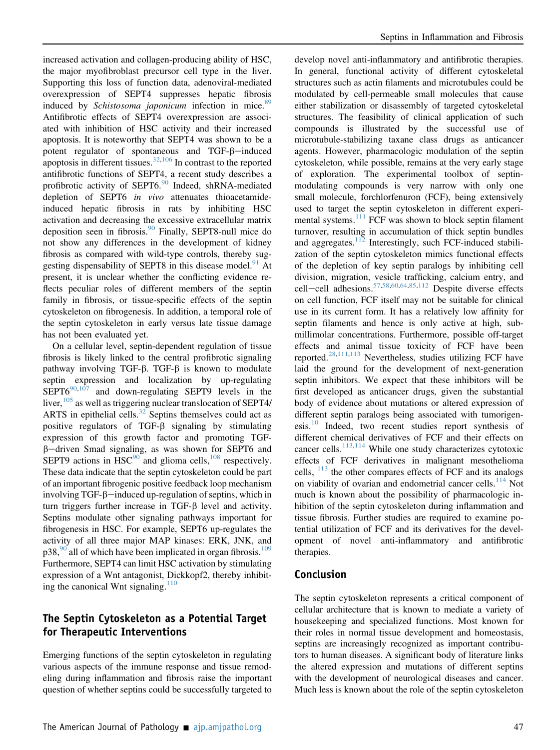increased activation and collagen-producing ability of HSC, the major myofibroblast precursor cell type in the liver. Supporting this loss of function data, adenoviral-mediated overexpression of SEPT4 suppresses hepatic fibrosis induced by *Schistosoma japonicum* infection in mice.[89] Antifibrotic effects of SEPT4 overexpression are associated with inhibition of HSC activity and their increased apoptosis. It is noteworthy that SEPT4 was shown to be a potent regulator of spontaneous and TGF-β−induced apoptosis in different tissues.[32,106] In contrast to the reported antifibrotic functions of SEPT4, a recent study describes a profibrotic activity of SEPT6.[90] Indeed, shRNA-mediated depletion of SEPT6 *in vivo* attenuates thioacetamide-induced hepatic fibrosis in rats by inhibiting HSC activation and decreasing the excessive extracellular matrix deposition seen in fibrosis.[90] Finally, SEPT8-null mice do not show any differences in the development of kidney fibrosis as compared with wild-type controls, thereby suggesting dispensability of SEPT8 in this disease model.[91] At present, it is unclear whether the conflicting evidence reflects peculiar roles of different members of the septin family in fibrosis, or tissue-specific effects of the septin cytoskeleton on fibrogenesis. In addition, a temporal role of the septin cytoskeleton in early versus late tissue damage has not been evaluated yet.

On a cellular level, septin-dependent regulation of tissue fibrosis is likely linked to the central profibrotic signaling pathway involving TGF-β. TGF-β is known to modulate septin expression and localization by up-regulating SEPT6[90,107] and down-regulating SEPT9 levels in the liver,[105] as well as triggering nuclear translocation of SEPT4/ARTS in epithelial cells.[32] Septins themselves could act as positive regulators of TGF-β signaling by stimulating expression of this growth factor and promoting TGF-β−driven Smad signaling, as was shown for SEPT6 and SEPT9 actions in HSC[90] and glioma cells,[108] respectively. These data indicate that the septin cytoskeleton could be part of an important fibrogenic positive feedback loop mechanism involving TGF-β−induced up-regulation of septins, which in turn triggers further increase in TGF-β level and activity. Septins modulate other signaling pathways important for fibrogenesis in HSC. For example, SEPT6 up-regulates the activity of all three major MAP kinases: ERK, JNK, and p38,[90] all of which have been implicated in organ fibrosis.[109] Furthermore, SEPT4 can limit HSC activation by stimulating expression of a Wnt antagonist, Dickkopf2, thereby inhibiting the canonical Wnt signaling.[110]

## The Septin Cytoskeleton as a Potential Target for Therapeutic Interventions

Emerging functions of the septin cytoskeleton in regulating various aspects of the immune response and tissue remodeling during inflammation and fibrosis raise the important question of whether septins could be successfully targeted to develop novel anti-inflammatory and antifibrotic therapies. In general, functional activity of different cytoskeletal structures such as actin filaments and microtubules could be modulated by cell-permeable small molecules that cause either stabilization or disassembly of targeted cytoskeletal structures. The feasibility of clinical application of such compounds is illustrated by the successful use of microtubule-stabilizing taxane class drugs as anticancer agents. However, pharmacologic modulation of the septin cytoskeleton, while possible, remains at the very early stage of exploration. The experimental toolbox of septin-modulating compounds is very narrow with only one small molecule, forchlorfenuron (FCF), being extensively used to target the septin cytoskeleton in different experimental systems.[111] FCF was shown to block septin filament turnover, resulting in accumulation of thick septin bundles and aggregates.[112] Interestingly, such FCF-induced stabilization of the septin cytoskeleton mimics functional effects of the depletion of key septin paralogs by inhibiting cell division, migration, vesicle trafficking, calcium entry, and cell−cell adhesions.[57,58,60,64,85,112] Despite diverse effects on cell function, FCF itself may not be suitable for clinical use in its current form. It has a relatively low affinity for septin filaments and hence is only active at high, submillimolar concentrations. Furthermore, possible off-target effects and animal tissue toxicity of FCF have been reported.[28,111,113] Nevertheless, studies utilizing FCF have laid the ground for the development of next-generation septin inhibitors. We expect that these inhibitors will be first developed as anticancer drugs, given the substantial body of evidence about mutations or altered expression of different septin paralogs being associated with tumorigenesis.[10] Indeed, two recent studies report synthesis of different chemical derivatives of FCF and their effects on cancer cells.[113,114] While one study characterizes cytotoxic effects of FCF derivatives in malignant mesothelioma cells,[113] the other compares effects of FCF and its analogs on viability of ovarian and endometrial cancer cells.[114] Not much is known about the possibility of pharmacologic inhibition of the septin cytoskeleton during inflammation and tissue fibrosis. Further studies are required to examine potential utilization of FCF and its derivatives for the development of novel anti-inflammatory and antifibrotic therapies.

## Conclusion

The septin cytoskeleton represents a critical component of cellular architecture that is known to mediate a variety of housekeeping and specialized functions. Most known for their roles in normal tissue development and homeostasis, septins are increasingly recognized as important contributors to human diseases. A significant body of literature links the altered expression and mutations of different septins with the development of neurological diseases and cancer. Much less is known about the role of the septin cytoskeleton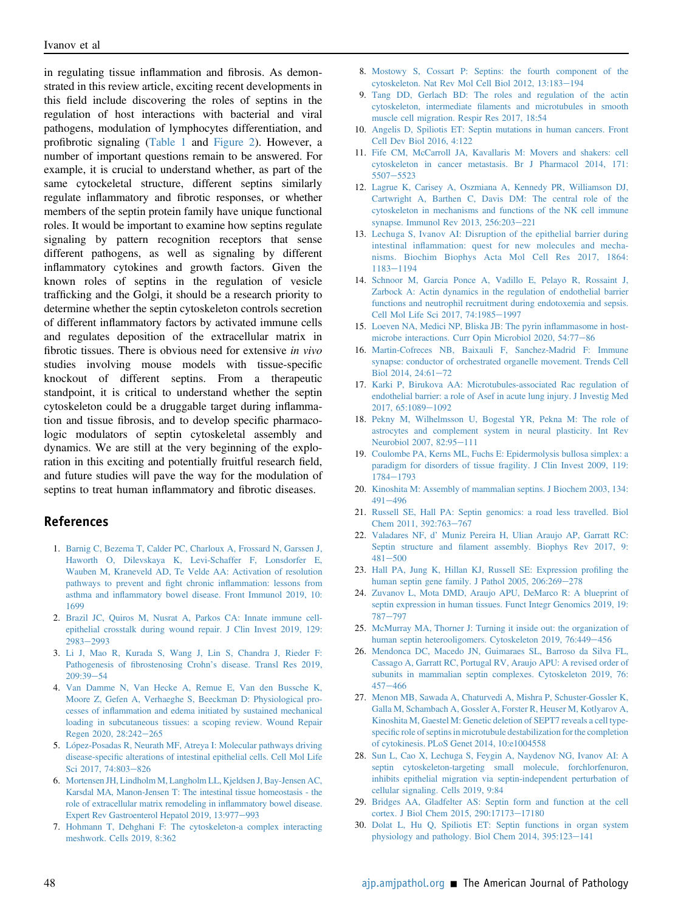in regulating tissue inflammation and fibrosis. As demonstrated in this review article, exciting recent developments in this field include discovering the roles of septins in the regulation of host interactions with bacterial and viral pathogens, modulation of lymphocytes differentiation, and profibrotic signaling (Table 1 and Figure 2). However, a number of important questions remain to be answered. For example, it is crucial to understand whether, as part of the same cytockeletal structure, different septins similarly regulate inflammatory and fibrotic responses, or whether members of the septin protein family have unique functional roles. It would be important to examine how septins regulate signaling by pattern recognition receptors that sense different pathogens, as well as signaling by different inflammatory cytokines and growth factors. Given the known roles of septins in the regulation of vesicle trafficking and the Golgi, it should be a research priority to determine whether the septin cytoskeleton controls secretion of different inflammatory factors by activated immune cells and regulates deposition of the extracellular matrix in fibrotic tissues. There is obvious need for extensive *in vivo* studies involving mouse models with tissue-specific knockout of different septins. From a therapeutic standpoint, it is critical to understand whether the septin cytoskeleton could be a druggable target during inflammation and tissue fibrosis, and to develop specific pharmacologic modulators of septin cytoskeletal assembly and dynamics. We are still at the very beginning of the exploration in this exciting and potentially fruitful research field, and future studies will pave the way for the modulation of septins to treat human inflammatory and fibrotic diseases.

## References

1. Barnig C, Bezema T, Calder PC, Charloux A, Frossard N, Garssen J, Haworth O, Dilevskaya K, Levi-Schaffer F, Lonsdorfer E, Wauben M, Kraneveld AD, Te Velde AA: Activation of resolution pathways to prevent and fight chronic inflammation: lessons from asthma and inflammatory bowel disease. Front Immunol 2019, 10:1699
2. Brazil JC, Quiros M, Nusrat A, Parkos CA: Innate immune cell-epithelial crosstalk during wound repair. J Clin Invest 2019, 129:2983–2993
3. Li J, Mao R, Kurada S, Wang J, Lin S, Chandra J, Rieder F: Pathogenesis of fibrostenosing Crohn's disease. Transl Res 2019, 209:39–54
4. Van Damme N, Van Hecke A, Remue E, Van den Bussche K, Moore Z, Gefen A, Verhaeghe S, Beeckman D: Physiological processes of inflammation and edema initiated by sustained mechanical loading in subcutaneous tissues: a scoping review. Wound Repair Regen 2020, 28:242–265
5. López-Posadas R, Neurath MF, Atreya I: Molecular pathways driving disease-specific alterations of intestinal epithelial cells. Cell Mol Life Sci 2017, 74:803–826
6. Mortensen JH, Lindholm M, Langholm LL, Kjeldsen J, Bay-Jensen AC, Karsdal MA, Manon-Jensen T: The intestinal tissue homeostasis - the role of extracellular matrix remodeling in inflammatory bowel disease. Expert Rev Gastroenterol Hepatol 2019, 13:977–993
7. Hohmann T, Dehghani F: The cytoskeleton-a complex interacting meshwork. Cells 2019, 8:362
8. Mostowy S, Cossart P: Septins: the fourth component of the cytoskeleton. Nat Rev Mol Cell Biol 2012, 13:183–194
9. Tang DD, Gerlach BD: The roles and regulation of the actin cytoskeleton, intermediate filaments and microtubules in smooth muscle cell migration. Respir Res 2017, 18:54
10. Angelis D, Spiliotis ET: Septin mutations in human cancers. Front Cell Dev Biol 2016, 4:122
11. Fife CM, McCarroll JA, Kavallaris M: Movers and shakers: cell cytoskeleton in cancer metastasis. Br J Pharmacol 2014, 171:5507–5523
12. Lagrue K, Carisey A, Oszmiana A, Kennedy PR, Williamson DJ, Cartwright A, Barthen C, Davis DM: The central role of the cytoskeleton in mechanisms and functions of the NK cell immune synapse. Immunol Rev 2013, 256:203–221
13. Lechuga S, Ivanov AI: Disruption of the epithelial barrier during intestinal inflammation: quest for new molecules and mechanisms. Biochim Biophys Acta Mol Cell Res 2017, 1864:1183–1194
14. Schnoor M, Garcia Ponce A, Vadillo E, Pelayo R, Rossaint J, Zarbock A: Actin dynamics in the regulation of endothelial barrier functions and neutrophil recruitment during endotoxemia and sepsis. Cell Mol Life Sci 2017, 74:1985–1997
15. Loeven NA, Medici NP, Bliska JB: The pyrin inflammasome in host-microbe interactions. Curr Opin Microbiol 2020, 54:77–86
16. Martin-Cofreces NB, Baixauli F, Sanchez-Madrid F: Immune synapse: conductor of orchestrated organelle movement. Trends Cell Biol 2014, 24:61–72
17. Karki P, Birukova AA: Microtubules-associated Rac regulation of endothelial barrier: a role of Asef in acute lung injury. J Investig Med 2017, 65:1089–1092
18. Pekny M, Wilhelmsson U, Bogestal YR, Pekna M: The role of astrocytes and complement system in neural plasticity. Int Rev Neurobiol 2007, 82:95–111
19. Coulombe PA, Kerns ML, Fuchs E: Epidermolysis bullosa simplex: a paradigm for disorders of tissue fragility. J Clin Invest 2009, 119:1784–1793
20. Kinoshita M: Assembly of mammalian septins. J Biochem 2003, 134:491–496
21. Russell SE, Hall PA: Septin genomics: a road less travelled. Biol Chem 2011, 392:763–767
22. Valadares NF, d' Muniz Pereira H, Ulian Araujo AP, Garratt RC: Septin structure and filament assembly. Biophys Rev 2017, 9:481–500
23. Hall PA, Jung K, Hillan KJ, Russell SE: Expression profiling the human septin gene family. J Pathol 2005, 206:269–278
24. Zuvanov L, Mota DMD, Araujo APU, DeMarco R: A blueprint of septin expression in human tissues. Funct Integr Genomics 2019, 19:787–797
25. McMurray MA, Thorner J: Turning it inside out: the organization of human septin heterooligomers. Cytoskeleton 2019, 76:449–456
26. Mendonca DC, Macedo JN, Guimaraes SL, Barroso da Silva FL, Cassago A, Garratt RC, Portugal RV, Araujo APU: A revised order of subunits in mammalian septin complexes. Cytoskeleton 2019, 76:457–466
27. Menon MB, Sawada A, Chaturvedi A, Mishra P, Schuster-Gossler K, Galla M, Schambach A, Gossler A, Forster R, Heuser M, Kotlyarov A, Kinoshita M, Gaestel M: Genetic deletion of SEPT7 reveals a cell type-specific role of septins in microtubule destabilization for the completion of cytokinesis. PLoS Genet 2014, 10:e1004558
28. Sun L, Cao X, Lechuga S, Feygin A, Naydenov NG, Ivanov AI: A septin cytoskeleton-targeting small molecule, forchlorfenuron, inhibits epithelial migration via septin-independent perturbation of cellular signaling. Cells 2019, 9:84
29. Bridges AA, Gladfelter AS: Septin form and function at the cell cortex. J Biol Chem 2015, 290:17173–17180
30. Dolat L, Hu Q, Spiliotis ET: Septin functions in organ system physiology and pathology. Biol Chem 2014, 395:123–141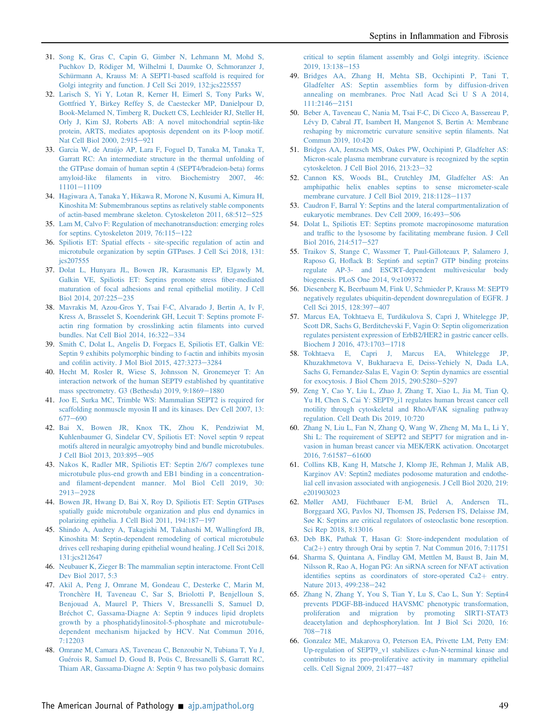31. Song K, Gras C, Capin G, Gimber N, Lehmann M, Mohd S, Puchkov D, Rödiger M, Wilhelmi I, Daumke O, Schmoranzer J, Schürmann A, Krauss M: A SEPT1-based scaffold is required for Golgi integrity and function. J Cell Sci 2019, 132:jcs225557
32. Larisch S, Yi Y, Lotan R, Kerner H, Eimerl S, Tony Parks W, Gottfried Y, Birkey Reffey S, de Caestecker MP, Danielpour D, Book-Melamed N, Timberg R, Duckett CS, Lechleider RJ, Steller H, Orly J, Kim SJ, Roberts AB: A novel mitochondrial septin-like protein, ARTS, mediates apoptosis dependent on its P-loop motif. Nat Cell Biol 2000, 2:915−921
33. Garcia W, de Araújo AP, Lara F, Foguel D, Tanaka M, Tanaka T, Garratt RC: An intermediate structure in the thermal unfolding of the GTPase domain of human septin 4 (SEPT4/bradeion-beta) forms amyloid-like filaments in vitro. Biochemistry 2007, 46: 11101−11109
34. Hagiwara A, Tanaka Y, Hikawa R, Morone N, Kusumi A, Kimura H, Kinoshita M: Submembranous septins as relatively stable components of actin-based membrane skeleton. Cytoskeleton 2011, 68:512−525
35. Lam M, Calvo F: Regulation of mechanotransduction: emerging roles for septins. Cytoskeleton 2019, 76:115−122
36. Spiliotis ET: Spatial effects - site-specific regulation of actin and microtubule organization by septin GTPases. J Cell Sci 2018, 131: jcs207555
37. Dolat L, Hunyara JL, Bowen JR, Karasmanis EP, Elgawly M, Galkin VE, Spiliotis ET: Septins promote stress fiber-mediated maturation of focal adhesions and renal epithelial motility. J Cell Biol 2014, 207:225−235
38. Mavrakis M, Azou-Gros Y, Tsai F-C, Alvarado J, Bertin A, Iv F, Kress A, Brasselet S, Koenderink GH, Lecuit T: Septins promote F-actin ring formation by crosslinking actin filaments into curved bundles. Nat Cell Biol 2014, 16:322−334
39. Smith C, Dolat L, Angelis D, Forgacs E, Spiliotis ET, Galkin VE: Septin 9 exhibits polymorphic binding to f-actin and inhibits myosin and cofilin activity. J Mol Biol 2015, 427:3273−3284
40. Hecht M, Rosler R, Wiese S, Johnsson N, Gronemeyer T: An interaction network of the human SEPT9 established by quantitative mass spectrometry. G3 (Bethesda) 2019, 9:1869−1880
41. Joo E, Surka MC, Trimble WS: Mammalian SEPT2 is required for scaffolding nonmuscle myosin II and its kinases. Dev Cell 2007, 13: 677−690
42. Bai X, Bowen JR, Knox TK, Zhou K, Pendziwiat M, Kuhlenbaumer G, Sindelar CV, Spiliotis ET: Novel septin 9 repeat motifs altered in neuralgic amyotrophy bind and bundle microtubules. J Cell Biol 2013, 203:895−905
43. Nakos K, Radler MR, Spiliotis ET: Septin 2/6/7 complexes tune microtubule plus-end growth and EB1 binding in a concentration- and filament-dependent manner. Mol Biol Cell 2019, 30: 2913−2928
44. Bowen JR, Hwang D, Bai X, Roy D, Spiliotis ET: Septin GTPases spatially guide microtubule organization and plus end dynamics in polarizing epithelia. J Cell Biol 2011, 194:187−197
45. Shindo A, Audrey A, Takagishi M, Takahashi M, Wallingford JB, Kinoshita M: Septin-dependent remodeling of cortical microtubule drives cell reshaping during epithelial wound healing. J Cell Sci 2018, 131:jcs212647
46. Neubauer K, Zieger B: The mammalian septin interactome. Front Cell Dev Biol 2017, 5:3
47. Akil A, Peng J, Omrane M, Gondeau C, Desterke C, Marin M, Tronchère H, Taveneau C, Sar S, Briolotti P, Benjelloun S, Benjouad A, Maurel P, Thiers V, Bressanelli S, Samuel D, Bréchot C, Gassama-Diagne A: Septin 9 induces lipid droplets growth by a phosphatidylinositol-5-phosphate and microtubule-dependent mechanism hijacked by HCV. Nat Commun 2016, 7:12203
48. Omrane M, Camara AS, Taveneau C, Benzoubir N, Tubiana T, Yu J, Guérois R, Samuel D, Goud B, Poüs C, Bressanelli S, Garratt RC, Thiam AR, Gassama-Diagne A: Septin 9 has two polybasic domains critical to septin filament assembly and Golgi integrity. iScience 2019, 13:138−153
49. Bridges AA, Zhang H, Mehta SB, Occhipinti P, Tani T, Gladfelter AS: Septin assemblies form by diffusion-driven annealing on membranes. Proc Natl Acad Sci U S A 2014, 111:2146−2151
50. Beber A, Taveneau C, Nania M, Tsai F-C, Di Cicco A, Bassereau P, Lévy D, Cabral JT, Isambert H, Mangenot S, Bertin A: Membrane reshaping by micrometric curvature sensitive septin filaments. Nat Commun 2019, 10:420
51. Bridges AA, Jentzsch MS, Oakes PW, Occhipinti P, Gladfelter AS: Micron-scale plasma membrane curvature is recognized by the septin cytoskeleton. J Cell Biol 2016, 213:23−32
52. Cannon KS, Woods BL, Crutchley JM, Gladfelter AS: An amphipathic helix enables septins to sense micrometer-scale membrane curvature. J Cell Biol 2019, 218:1128−1137
53. Caudron F, Barral Y: Septins and the lateral compartmentalization of eukaryotic membranes. Dev Cell 2009, 16:493−506
54. Dolat L, Spiliotis ET: Septins promote macropinosome maturation and traffic to the lysosome by facilitating membrane fusion. J Cell Biol 2016, 214:517−527
55. Traikov S, Stange C, Wassmer T, Paul-Gilloteaux P, Salamero J, Raposo G, Hoflack B: Septin6 and septin7 GTP binding proteins regulate AP-3- and ESCRT-dependent multivesicular body biogenesis. PLoS One 2014, 9:e109372
56. Diesenberg K, Beerbaum M, Fink U, Schmieder P, Krauss M: SEPT9 negatively regulates ubiquitin-dependent downregulation of EGFR. J Cell Sci 2015, 128:397−407
57. Marcus EA, Tokhtaeva E, Turdikulova S, Capri J, Whitelegge JP, Scott DR, Sachs G, Berditchevski F, Vagin O: Septin oligomerization regulates persistent expression of ErbB2/HER2 in gastric cancer cells. Biochem J 2016, 473:1703−1718
58. Tokhtaeva E, Capri J, Marcus EA, Whitelegge JP, Khuzakhmetova V, Bukharaeva E, Deiss-Yehiely N, Dada LA, Sachs G, Fernandez-Salas E, Vagin O: Septin dynamics are essential for exocytosis. J Biol Chem 2015, 290:5280−5297
59. Zeng Y, Cao Y, Liu L, Zhao J, Zhang T, Xiao L, Jia M, Tian Q, Yu H, Chen S, Cai Y: SEPT9_i1 regulates human breast cancer cell motility through cytoskeletal and RhoA/FAK signaling pathway regulation. Cell Death Dis 2019, 10:720
60. Zhang N, Liu L, Fan N, Zhang Q, Wang W, Zheng M, Ma L, Li Y, Shi L: The requirement of SEPT2 and SEPT7 for migration and invasion in human breast cancer via MEK/ERK activation. Oncotarget 2016, 7:61587−61600
61. Collins KB, Kang H, Matsche J, Klomp JE, Rehman J, Malik AB, Karginov AV: Septin2 mediates podosome maturation and endothelial cell invasion associated with angiogenesis. J Cell Biol 2020, 219: e201903023
62. Møller AMJ, Füchtbauer E-M, Brüel A, Andersen TL, Borggaard XG, Pavlos NJ, Thomsen JS, Pedersen FS, Delaisse JM, Søe K: Septins are critical regulators of osteoclastic bone resorption. Sci Rep 2018, 8:13016
63. Deb BK, Pathak T, Hasan G: Store-independent modulation of Ca(2+) entry through Orai by septin 7. Nat Commun 2016, 7:11751
64. Sharma S, Quintana A, Findlay GM, Mettlen M, Baust B, Jain M, Nilsson R, Rao A, Hogan PG: An siRNA screen for NFAT activation identifies septins as coordinators of store-operated Ca2+ entry. Nature 2013, 499:238−242
65. Zhang N, Zhang Y, You S, Tian Y, Lu S, Cao L, Sun Y: Septin4 prevents PDGF-BB-induced HAVSMC phenotypic transformation, proliferation and migration by promoting SIRT1-STAT3 deacetylation and dephosphorylation. Int J Biol Sci 2020, 16: 708−718
66. Gonzalez ME, Makarova O, Peterson EA, Privette LM, Petty EM: Up-regulation of SEPT9_v1 stabilizes c-Jun-N-terminal kinase and contributes to its pro-proliferative activity in mammary epithelial cells. Cell Signal 2009, 21:477−487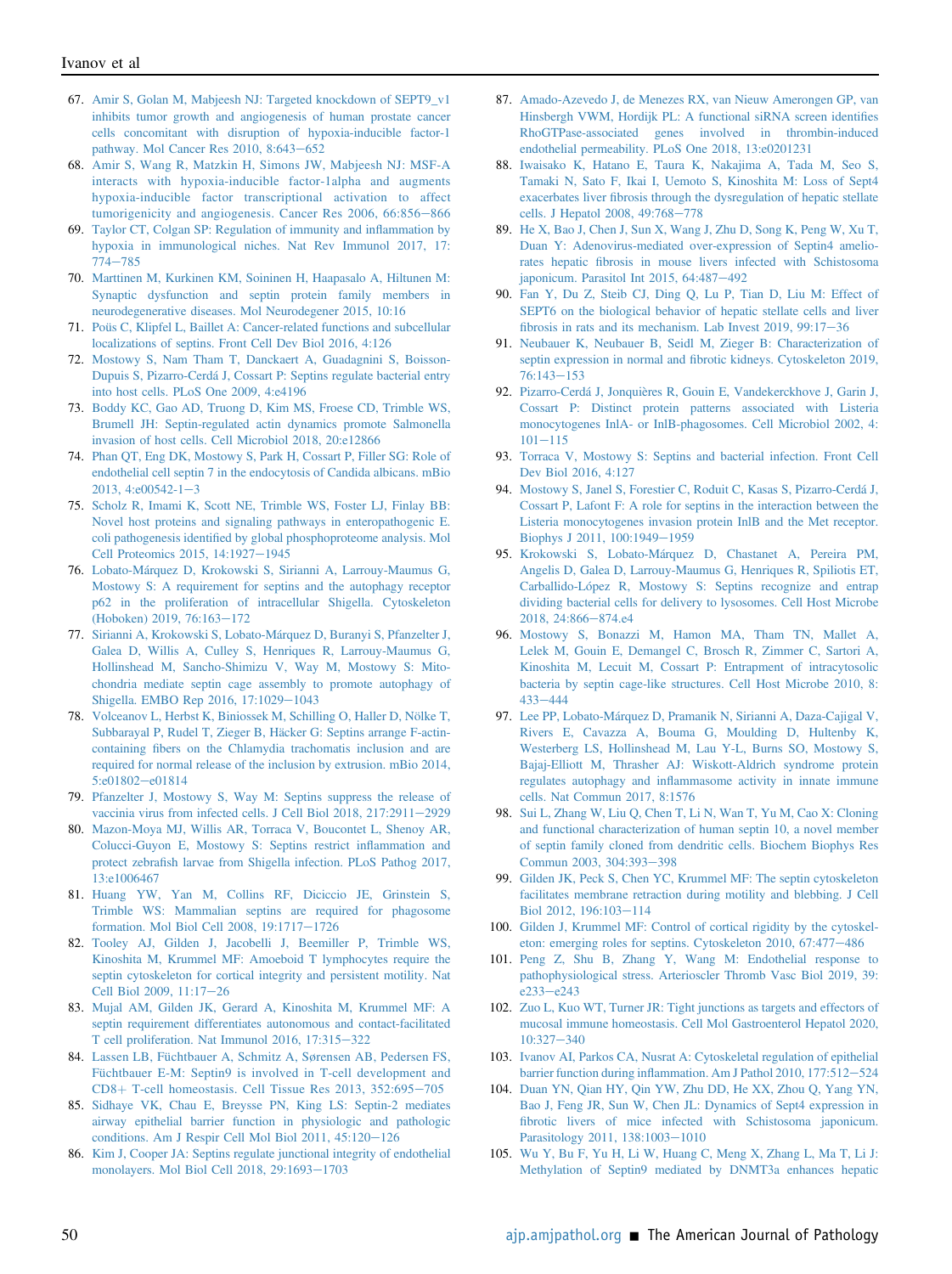67. Amir S, Golan M, Mabjeesh NJ: Targeted knockdown of SEPT9_v1 inhibits tumor growth and angiogenesis of human prostate cancer cells concomitant with disruption of hypoxia-inducible factor-1 pathway. Mol Cancer Res 2010, 8:643−652
68. Amir S, Wang R, Matzkin H, Simons JW, Mabjeesh NJ: MSF-A interacts with hypoxia-inducible factor-1alpha and augments hypoxia-inducible factor transcriptional activation to affect tumorigenicity and angiogenesis. Cancer Res 2006, 66:856−866
69. Taylor CT, Colgan SP: Regulation of immunity and inflammation by hypoxia in immunological niches. Nat Rev Immunol 2017, 17:774−785
70. Marttinen M, Kurkinen KM, Soininen H, Haapasalo A, Hiltunen M: Synaptic dysfunction and septin protein family members in neurodegenerative diseases. Mol Neurodegener 2015, 10:16
71. Poüs C, Klipfel L, Baillet A: Cancer-related functions and subcellular localizations of septins. Front Cell Dev Biol 2016, 4:126
72. Mostowy S, Nam Tham T, Danckaert A, Guadagnini S, Boisson-Dupuis S, Pizarro-Cerdá J, Cossart P: Septins regulate bacterial entry into host cells. PLoS One 2009, 4:e4196
73. Boddy KC, Gao AD, Truong D, Kim MS, Froese CD, Trimble WS, Brumell JH: Septin-regulated actin dynamics promote Salmonella invasion of host cells. Cell Microbiol 2018, 20:e12866
74. Phan QT, Eng DK, Mostowy S, Park H, Cossart P, Filler SG: Role of endothelial cell septin 7 in the endocytosis of Candida albicans. mBio 2013, 4:e00542-1−3
75. Scholz R, Imami K, Scott NE, Trimble WS, Foster LJ, Finlay BB: Novel host proteins and signaling pathways in enteropathogenic E. coli pathogenesis identified by global phosphoproteome analysis. Mol Cell Proteomics 2015, 14:1927−1945
76. Lobato-Márquez D, Krokowski S, Sirianni A, Larrouy-Maumus G, Mostowy S: A requirement for septins and the autophagy receptor p62 in the proliferation of intracellular Shigella. Cytoskeleton (Hoboken) 2019, 76:163−172
77. Sirianni A, Krokowski S, Lobato-Márquez D, Buranyi S, Pfanzelter J, Galea D, Willis A, Culley S, Henriques R, Larrouy-Maumus G, Hollinshead M, Sancho-Shimizu V, Way M, Mostowy S: Mitochondria mediate septin cage assembly to promote autophagy of Shigella. EMBO Rep 2016, 17:1029−1043
78. Volceanov L, Herbst K, Biniossek M, Schilling O, Haller D, Nölke T, Subbarayal P, Rudel T, Zieger B, Häcker G: Septins arrange F-actin-containing fibers on the Chlamydia trachomatis inclusion and are required for normal release of the inclusion by extrusion. mBio 2014, 5:e01802−e01814
79. Pfanzelter J, Mostowy S, Way M: Septins suppress the release of vaccinia virus from infected cells. J Cell Biol 2018, 217:2911−2929
80. Mazon-Moya MJ, Willis AR, Torraca V, Boucontet L, Shenoy AR, Colucci-Guyon E, Mostowy S: Septins restrict inflammation and protect zebrafish larvae from Shigella infection. PLoS Pathog 2017, 13:e1006467
81. Huang YW, Yan M, Collins RF, Diciccio JE, Grinstein S, Trimble WS: Mammalian septins are required for phagosome formation. Mol Biol Cell 2008, 19:1717−1726
82. Tooley AJ, Gilden J, Jacobelli J, Beemiller P, Trimble WS, Kinoshita M, Krummel MF: Amoeboid T lymphocytes require the septin cytoskeleton for cortical integrity and persistent motility. Nat Cell Biol 2009, 11:17−26
83. Mujal AM, Gilden JK, Gerard A, Kinoshita M, Krummel MF: A septin requirement differentiates autonomous and contact-facilitated T cell proliferation. Nat Immunol 2016, 17:315−322
84. Lassen LB, Füchtbauer A, Schmitz A, Sørensen AB, Pedersen FS, Füchtbauer E-M: Septin9 is involved in T-cell development and CD8+ T-cell homeostasis. Cell Tissue Res 2013, 352:695−705
85. Sidhaye VK, Chau E, Breysse PN, King LS: Septin-2 mediates airway epithelial barrier function in physiologic and pathologic conditions. Am J Respir Cell Mol Biol 2011, 45:120−126
86. Kim J, Cooper JA: Septins regulate junctional integrity of endothelial monolayers. Mol Biol Cell 2018, 29:1693−1703
87. Amado-Azevedo J, de Menezes RX, van Nieuw Amerongen GP, van Hinsbergh VWM, Hordijk PL: A functional siRNA screen identifies RhoGTPase-associated genes involved in thrombin-induced endothelial permeability. PLoS One 2018, 13:e0201231
88. Iwaisako K, Hatano E, Taura K, Nakajima A, Tada M, Seo S, Tamaki N, Sato F, Ikai I, Uemoto S, Kinoshita M: Loss of Sept4 exacerbates liver fibrosis through the dysregulation of hepatic stellate cells. J Hepatol 2008, 49:768−778
89. He X, Bao J, Chen J, Sun X, Wang J, Zhu D, Song K, Peng W, Xu T, Duan Y: Adenovirus-mediated over-expression of Septin4 ameliorates hepatic fibrosis in mouse livers infected with Schistosoma japonicum. Parasitol Int 2015, 64:487−492
90. Fan Y, Du Z, Steib CJ, Ding Q, Lu P, Tian D, Liu M: Effect of SEPT6 on the biological behavior of hepatic stellate cells and liver fibrosis in rats and its mechanism. Lab Invest 2019, 99:17−36
91. Neubauer K, Neubauer B, Seidl M, Zieger B: Characterization of septin expression in normal and fibrotic kidneys. Cytoskeleton 2019, 76:143−153
92. Pizarro-Cerdá J, Jonquières R, Gouin E, Vandekerckhove J, Garin J, Cossart P: Distinct protein patterns associated with Listeria monocytogenes InlA- or InlB-phagosomes. Cell Microbiol 2002, 4:101−115
93. Torraca V, Mostowy S: Septins and bacterial infection. Front Cell Dev Biol 2016, 4:127
94. Mostowy S, Janel S, Forestier C, Roduit C, Kasas S, Pizarro-Cerdá J, Cossart P, Lafont F: A role for septins in the interaction between the Listeria monocytogenes invasion protein InlB and the Met receptor. Biophys J 2011, 100:1949−1959
95. Krokowski S, Lobato-Márquez D, Chastanet A, Pereira PM, Angelis D, Galea D, Larrouy-Maumus G, Henriques R, Spiliotis ET, Carballido-López R, Mostowy S: Septins recognize and entrap dividing bacterial cells for delivery to lysosomes. Cell Host Microbe 2018, 24:866−874.e4
96. Mostowy S, Bonazzi M, Hamon MA, Tham TN, Mallet A, Lelek M, Gouin E, Demangel C, Brosch R, Zimmer C, Sartori A, Kinoshita M, Lecuit M, Cossart P: Entrapment of intracytosolic bacteria by septin cage-like structures. Cell Host Microbe 2010, 8:433−444
97. Lee PP, Lobato-Márquez D, Pramanik N, Sirianni A, Daza-Cajigal V, Rivers E, Cavazza A, Bouma G, Moulding D, Hultenby K, Westerberg LS, Hollinshead M, Lau Y-L, Burns SO, Mostowy S, Bajaj-Elliott M, Thrasher AJ: Wiskott-Aldrich syndrome protein regulates autophagy and inflammasome activity in innate immune cells. Nat Commun 2017, 8:1576
98. Sui L, Zhang W, Liu Q, Chen T, Li N, Wan T, Yu M, Cao X: Cloning and functional characterization of human septin 10, a novel member of septin family cloned from dendritic cells. Biochem Biophys Res Commun 2003, 304:393−398
99. Gilden JK, Peck S, Chen YC, Krummel MF: The septin cytoskeleton facilitates membrane retraction during motility and blebbing. J Cell Biol 2012, 196:103−114
100. Gilden J, Krummel MF: Control of cortical rigidity by the cytoskeleton: emerging roles for septins. Cytoskeleton 2010, 67:477−486
101. Peng Z, Shu B, Zhang Y, Wang M: Endothelial response to pathophysiological stress. Arterioscler Thromb Vasc Biol 2019, 39:e233−e243
102. Zuo L, Kuo WT, Turner JR: Tight junctions as targets and effectors of mucosal immune homeostasis. Cell Mol Gastroenterol Hepatol 2020, 10:327−340
103. Ivanov AI, Parkos CA, Nusrat A: Cytoskeletal regulation of epithelial barrier function during inflammation. Am J Pathol 2010, 177:512−524
104. Duan YN, Qian HY, Qin YW, Zhu DD, He XX, Zhou Q, Yang YN, Bao J, Feng JR, Sun W, Chen JL: Dynamics of Sept4 expression in fibrotic livers of mice infected with Schistosoma japonicum. Parasitology 2011, 138:1003−1010
105. Wu Y, Bu F, Yu H, Li W, Huang C, Meng X, Zhang L, Ma T, Li J: Methylation of Septin9 mediated by DNMT3a enhances hepatic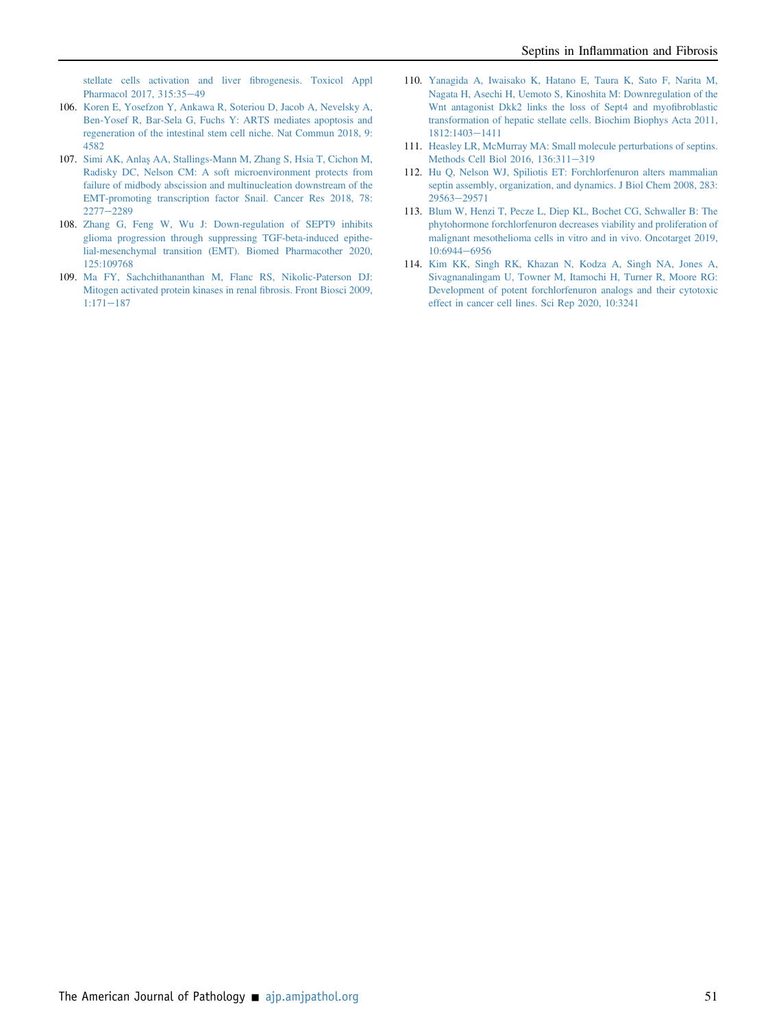stellate cells activation and liver fibrogenesis. Toxicol Appl Pharmacol 2017, 315:35–49

106. Koren E, Yosefzon Y, Ankawa R, Soteriou D, Jacob A, Nevelsky A, Ben-Yosef R, Bar-Sela G, Fuchs Y: ARTS mediates apoptosis and regeneration of the intestinal stem cell niche. Nat Commun 2018, 9:4582
107. Simi AK, Anlaş AA, Stallings-Mann M, Zhang S, Hsia T, Cichon M, Radisky DC, Nelson CM: A soft microenvironment protects from failure of midbody abscission and multinucleation downstream of the EMT-promoting transcription factor Snail. Cancer Res 2018, 78:2277–2289
108. Zhang G, Feng W, Wu J: Down-regulation of SEPT9 inhibits glioma progression through suppressing TGF-beta-induced epithelial-mesenchymal transition (EMT). Biomed Pharmacother 2020, 125:109768
109. Ma FY, Sachchithananthan M, Flanc RS, Nikolic-Paterson DJ: Mitogen activated protein kinases in renal fibrosis. Front Biosci 2009, 1:171–187
110. Yanagida A, Iwaisako K, Hatano E, Taura K, Sato F, Narita M, Nagata H, Asechi H, Uemoto S, Kinoshita M: Downregulation of the Wnt antagonist Dkk2 links the loss of Sept4 and myofibroblastic transformation of hepatic stellate cells. Biochim Biophys Acta 2011, 1812:1403–1411
111. Heasley LR, McMurray MA: Small molecule perturbations of septins. Methods Cell Biol 2016, 136:311–319
112. Hu Q, Nelson WJ, Spiliotis ET: Forchlorfenuron alters mammalian septin assembly, organization, and dynamics. J Biol Chem 2008, 283:29563–29571
113. Blum W, Henzi T, Pecze L, Diep KL, Bochet CG, Schwaller B: The phytohormone forchlorfenuron decreases viability and proliferation of malignant mesothelioma cells in vitro and in vivo. Oncotarget 2019, 10:6944–6956
114. Kim KK, Singh RK, Khazan N, Kodza A, Singh NA, Jones A, Sivagnanalingam U, Towner M, Itamochi H, Turner R, Moore RG: Development of potent forchlorfenuron analogs and their cytotoxic effect in cancer cell lines. Sci Rep 2020, 10:3241